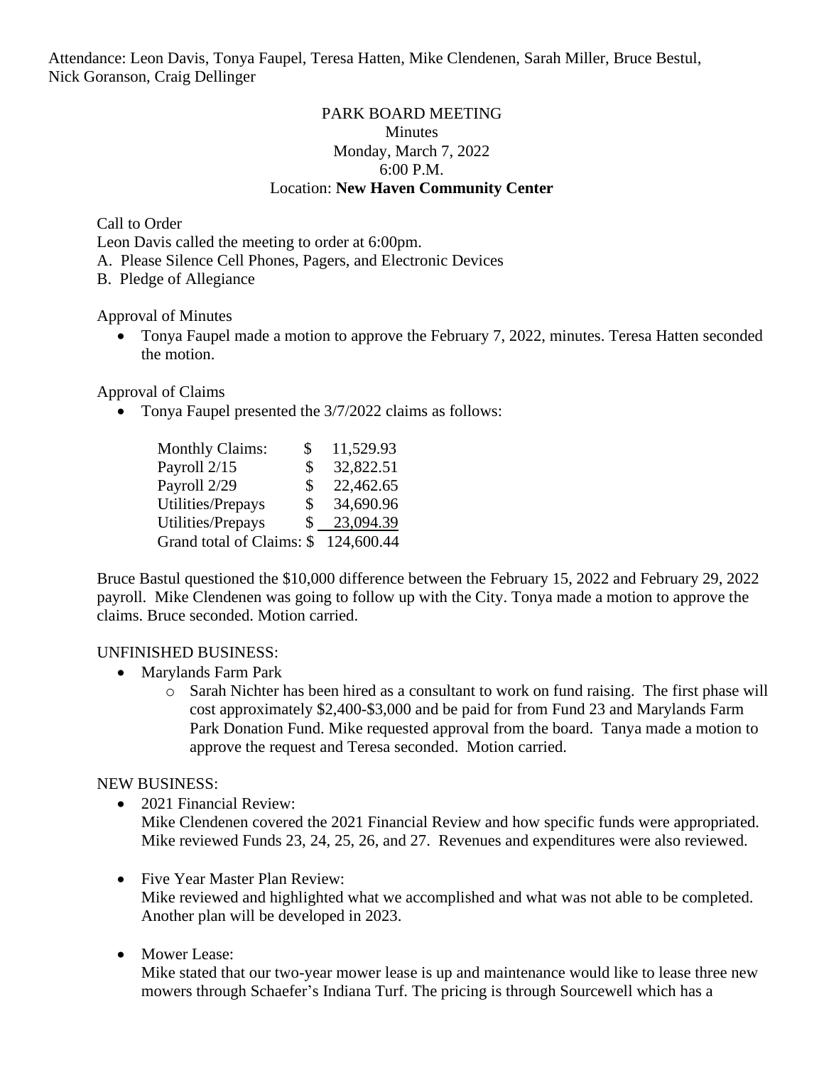Attendance: Leon Davis, Tonya Faupel, Teresa Hatten, Mike Clendenen, Sarah Miller, Bruce Bestul, Nick Goranson, Craig Dellinger

PARK BOARD MEETING
Minutes
Monday, March 7, 2022
6:00 P.M.
Location: **New Haven Community Center**

Call to Order

Leon Davis called the meeting to order at 6:00pm.

A. Please Silence Cell Phones, Pagers, and Electronic Devices

B. Pledge of Allegiance

Approval of Minutes

- Tonya Faupel made a motion to approve the February 7, 2022, minutes. Teresa Hatten seconded the motion.

Approval of Claims

- Tonya Faupel presented the 3/7/2022 claims as follows:

| | | |
|---|---|---|
| Monthly Claims: | $ | 11,529.93 |
| Payroll 2/15 | $ | 32,822.51 |
| Payroll 2/29 | $ | 22,462.65 |
| Utilities/Prepays | $ | 34,690.96 |
| Utilities/Prepays | $ | 23,094.39 |
| Grand total of Claims: | $ | 124,600.44 |

Bruce Bastul questioned the $10,000 difference between the February 15, 2022 and February 29, 2022 payroll. Mike Clendenen was going to follow up with the City. Tonya made a motion to approve the claims. Bruce seconded. Motion carried.

UNFINISHED BUSINESS:

- Marylands Farm Park
    - Sarah Nichter has been hired as a consultant to work on fund raising. The first phase will cost approximately $2,400-$3,000 and be paid for from Fund 23 and Marylands Farm Park Donation Fund. Mike requested approval from the board. Tanya made a motion to approve the request and Teresa seconded. Motion carried.

NEW BUSINESS:

- 2021 Financial Review:
  Mike Clendenen covered the 2021 Financial Review and how specific funds were appropriated. Mike reviewed Funds 23, 24, 25, 26, and 27. Revenues and expenditures were also reviewed.

- Five Year Master Plan Review:
  Mike reviewed and highlighted what we accomplished and what was not able to be completed. Another plan will be developed in 2023.

- Mower Lease:
  Mike stated that our two-year mower lease is up and maintenance would like to lease three new mowers through Schaefer's Indiana Turf. The pricing is through Sourcewell which has a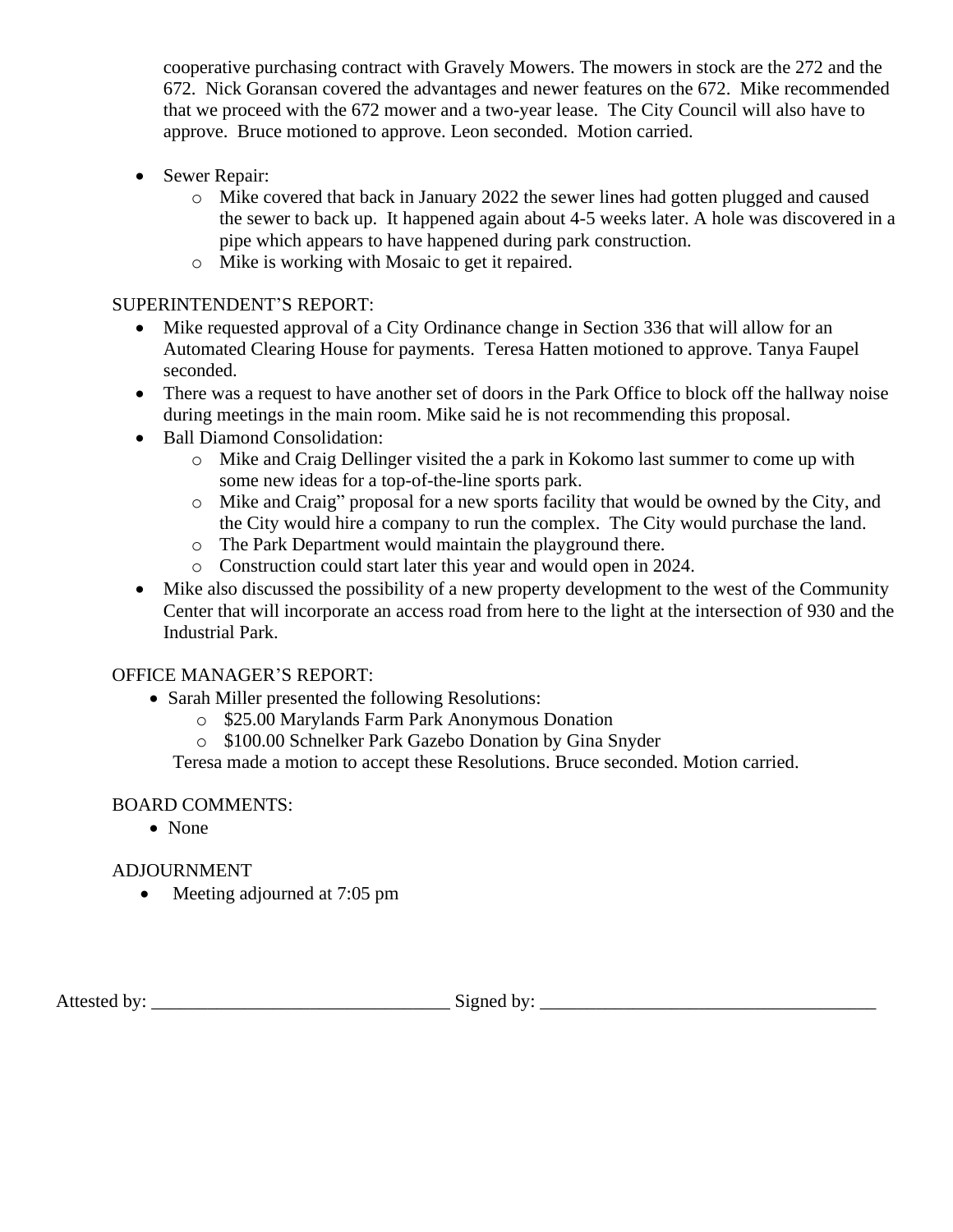cooperative purchasing contract with Gravely Mowers. The mowers in stock are the 272 and the 672. Nick Goransan covered the advantages and newer features on the 672. Mike recommended that we proceed with the 672 mower and a two-year lease. The City Council will also have to approve. Bruce motioned to approve. Leon seconded. Motion carried.

- Sewer Repair:
  - Mike covered that back in January 2022 the sewer lines had gotten plugged and caused the sewer to back up. It happened again about 4-5 weeks later. A hole was discovered in a pipe which appears to have happened during park construction.
  - Mike is working with Mosaic to get it repaired.

SUPERINTENDENT'S REPORT:

- Mike requested approval of a City Ordinance change in Section 336 that will allow for an Automated Clearing House for payments. Teresa Hatten motioned to approve. Tanya Faupel seconded.
- There was a request to have another set of doors in the Park Office to block off the hallway noise during meetings in the main room. Mike said he is not recommending this proposal.
- Ball Diamond Consolidation:
  - Mike and Craig Dellinger visited the a park in Kokomo last summer to come up with some new ideas for a top-of-the-line sports park.
  - Mike and Craig" proposal for a new sports facility that would be owned by the City, and the City would hire a company to run the complex. The City would purchase the land.
  - The Park Department would maintain the playground there.
  - Construction could start later this year and would open in 2024.
- Mike also discussed the possibility of a new property development to the west of the Community Center that will incorporate an access road from here to the light at the intersection of 930 and the Industrial Park.

OFFICE MANAGER'S REPORT:

- Sarah Miller presented the following Resolutions:
  - $25.00 Marylands Farm Park Anonymous Donation
  - $100.00 Schnelker Park Gazebo Donation by Gina Snyder

Teresa made a motion to accept these Resolutions. Bruce seconded. Motion carried.

BOARD COMMENTS:

- None

ADJOURNMENT

- Meeting adjourned at 7:05 pm

Attested by: \_\_\_\_\_\_\_\_\_\_\_\_\_\_\_\_\_\_\_\_\_\_\_\_\_\_\_\_\_\_\_\_ Signed by: \_\_\_\_\_\_\_\_\_\_\_\_\_\_\_\_\_\_\_\_\_\_\_\_\_\_\_\_\_\_\_\_\_\_\_\_